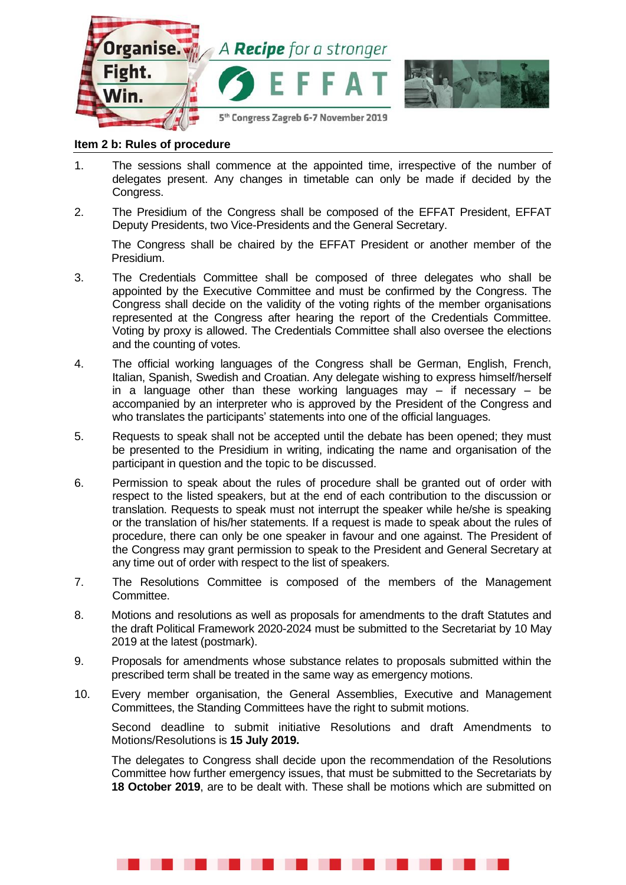## Item 2 b: Rules of procedure

1. The sessions shall commence at the appointed time, irrespective of the number of delegates present. Any changes in timetable can only be made if decided by the Congress.

2. The Presidium of the Congress shall be composed of the EFFAT President, EFFAT Deputy Presidents, two Vice-Presidents and the General Secretary.

   The Congress shall be chaired by the EFFAT President or another member of the Presidium.

3. The Credentials Committee shall be composed of three delegates who shall be appointed by the Executive Committee and must be confirmed by the Congress. The Congress shall decide on the validity of the voting rights of the member organisations represented at the Congress after hearing the report of the Credentials Committee. Voting by proxy is allowed. The Credentials Committee shall also oversee the elections and the counting of votes.

4. The official working languages of the Congress shall be German, English, French, Italian, Spanish, Swedish and Croatian. Any delegate wishing to express himself/herself in a language other than these working languages may – if necessary – be accompanied by an interpreter who is approved by the President of the Congress and who translates the participants' statements into one of the official languages.

5. Requests to speak shall not be accepted until the debate has been opened; they must be presented to the Presidium in writing, indicating the name and organisation of the participant in question and the topic to be discussed.

6. Permission to speak about the rules of procedure shall be granted out of order with respect to the listed speakers, but at the end of each contribution to the discussion or translation. Requests to speak must not interrupt the speaker while he/she is speaking or the translation of his/her statements. If a request is made to speak about the rules of procedure, there can only be one speaker in favour and one against. The President of the Congress may grant permission to speak to the President and General Secretary at any time out of order with respect to the list of speakers.

7. The Resolutions Committee is composed of the members of the Management Committee.

8. Motions and resolutions as well as proposals for amendments to the draft Statutes and the draft Political Framework 2020-2024 must be submitted to the Secretariat by 10 May 2019 at the latest (postmark).

9. Proposals for amendments whose substance relates to proposals submitted within the prescribed term shall be treated in the same way as emergency motions.

10. Every member organisation, the General Assemblies, Executive and Management Committees, the Standing Committees have the right to submit motions.

    Second deadline to submit initiative Resolutions and draft Amendments to Motions/Resolutions is **15 July 2019.**

    The delegates to Congress shall decide upon the recommendation of the Resolutions Committee how further emergency issues, that must be submitted to the Secretariats by **18 October 2019**, are to be dealt with. These shall be motions which are submitted on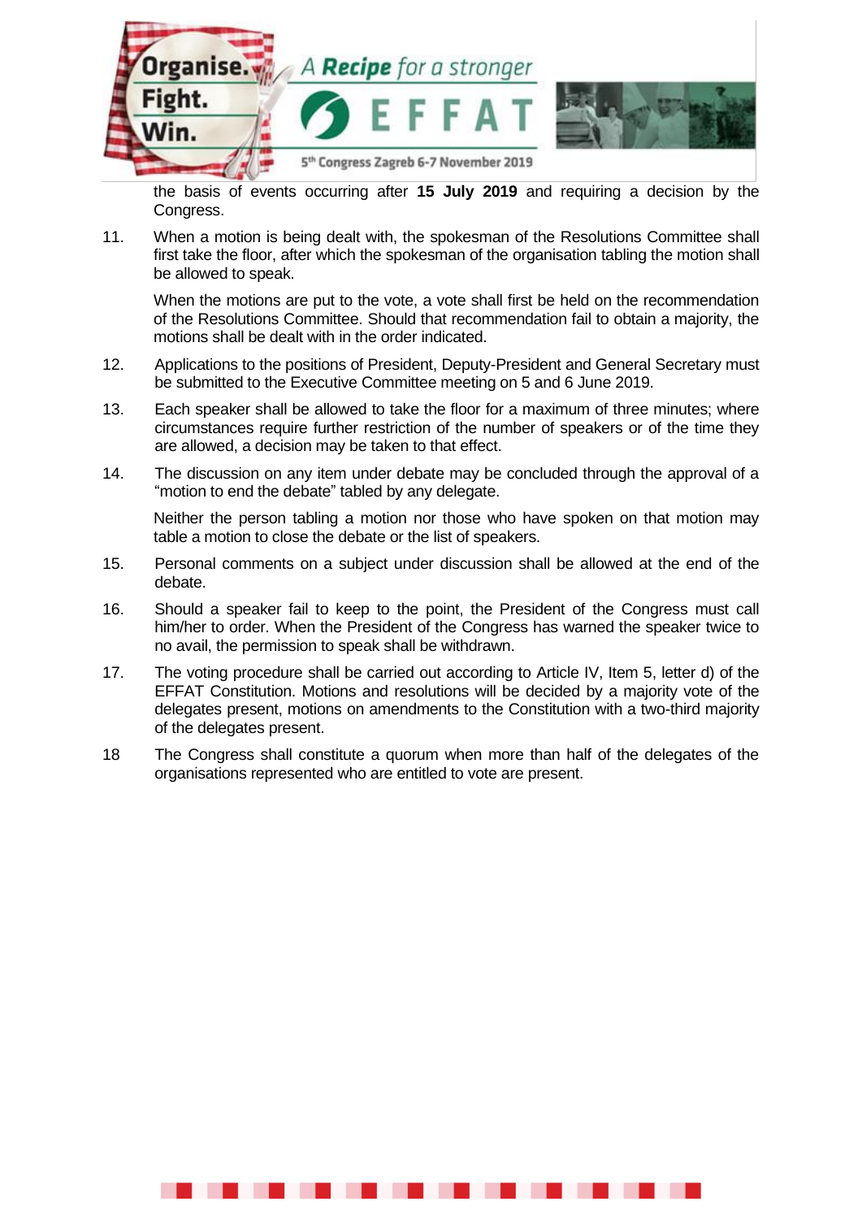the basis of events occurring after **15 July 2019** and requiring a decision by the Congress.

11. When a motion is being dealt with, the spokesman of the Resolutions Committee shall first take the floor, after which the spokesman of the organisation tabling the motion shall be allowed to speak.

    When the motions are put to the vote, a vote shall first be held on the recommendation of the Resolutions Committee. Should that recommendation fail to obtain a majority, the motions shall be dealt with in the order indicated.

12. Applications to the positions of President, Deputy-President and General Secretary must be submitted to the Executive Committee meeting on 5 and 6 June 2019.

13. Each speaker shall be allowed to take the floor for a maximum of three minutes; where circumstances require further restriction of the number of speakers or of the time they are allowed, a decision may be taken to that effect.

14. The discussion on any item under debate may be concluded through the approval of a "motion to end the debate" tabled by any delegate.

    Neither the person tabling a motion nor those who have spoken on that motion may table a motion to close the debate or the list of speakers.

15. Personal comments on a subject under discussion shall be allowed at the end of the debate.

16. Should a speaker fail to keep to the point, the President of the Congress must call him/her to order. When the President of the Congress has warned the speaker twice to no avail, the permission to speak shall be withdrawn.

17. The voting procedure shall be carried out according to Article IV, Item 5, letter d) of the EFFAT Constitution. Motions and resolutions will be decided by a majority vote of the delegates present, motions on amendments to the Constitution with a two-third majority of the delegates present.

18. The Congress shall constitute a quorum when more than half of the delegates of the organisations represented who are entitled to vote are present.